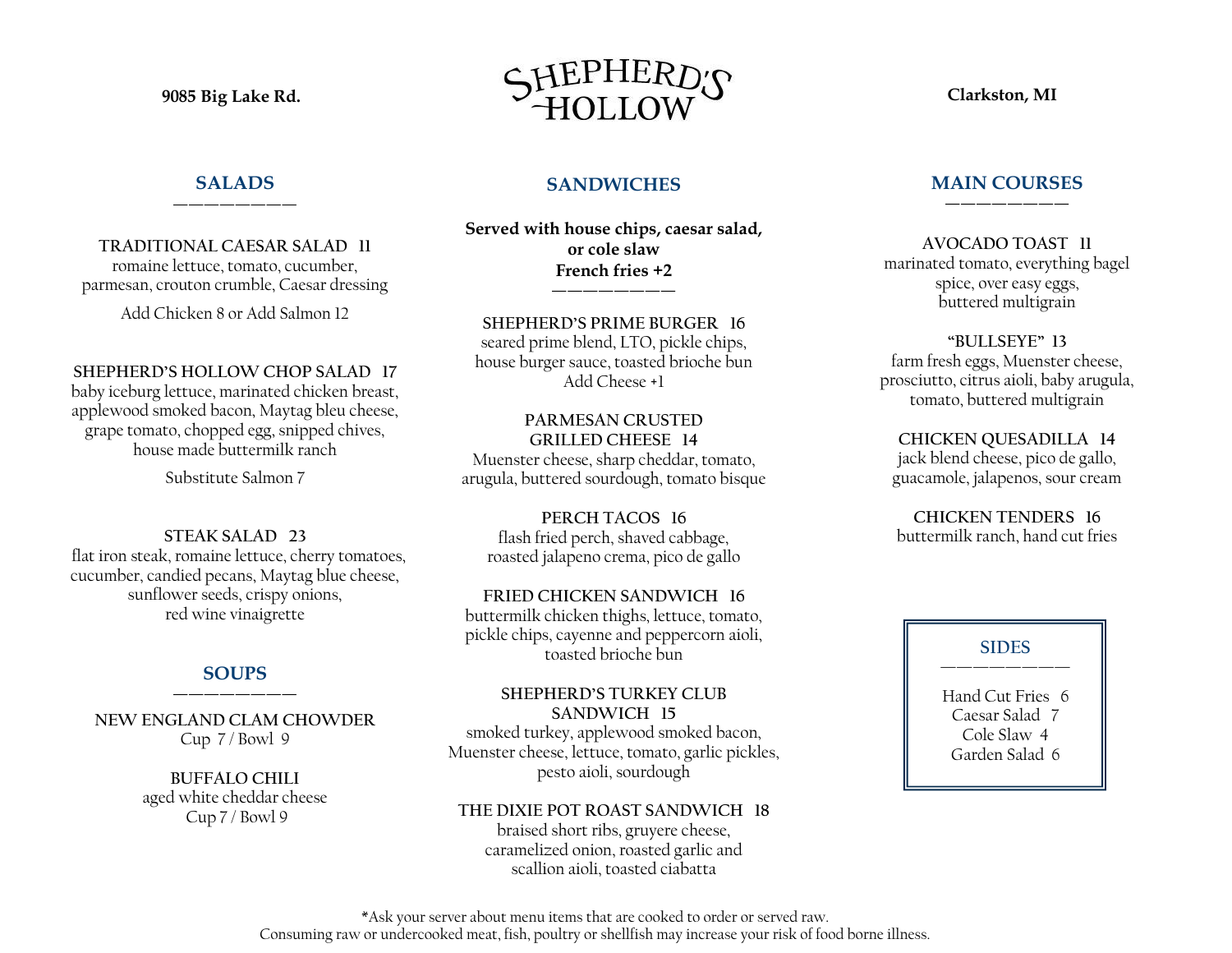9085 Big Lake Rd.

# SHEPHERD'S HOLLOW

Clarkston, MI

## SALADS

**TRADITIONAL CAESAR SALAD 11**
romaine lettuce, tomato, cucumber, parmesan, crouton crumble, Caesar dressing

Add Chicken 8 or Add Salmon 12

**SHEPHERD'S HOLLOW CHOP SALAD 17**
baby iceburg lettuce, marinated chicken breast, applewood smoked bacon, Maytag bleu cheese, grape tomato, chopped egg, snipped chives, house made buttermilk ranch

Substitute Salmon 7

**STEAK SALAD 23**
flat iron steak, romaine lettuce, cherry tomatoes, cucumber, candied pecans, Maytag blue cheese, sunflower seeds, crispy onions, red wine vinaigrette

## SOUPS

**NEW ENGLAND CLAM CHOWDER**
Cup 7 / Bowl 9

**BUFFALO CHILI**
aged white cheddar cheese
Cup 7 / Bowl 9

## SANDWICHES

**Served with house chips, caesar salad, or cole slaw**
**French fries +2**

**SHEPHERD'S PRIME BURGER 16**
seared prime blend, LTO, pickle chips, house burger sauce, toasted brioche bun
Add Cheese +1

**PARMESAN CRUSTED GRILLED CHEESE 14**
Muenster cheese, sharp cheddar, tomato, arugula, buttered sourdough, tomato bisque

**PERCH TACOS 16**
flash fried perch, shaved cabbage, roasted jalapeno crema, pico de gallo

**FRIED CHICKEN SANDWICH 16**
buttermilk chicken thighs, lettuce, tomato, pickle chips, cayenne and peppercorn aioli, toasted brioche bun

**SHEPHERD'S TURKEY CLUB SANDWICH 15**
smoked turkey, applewood smoked bacon, Muenster cheese, lettuce, tomato, garlic pickles, pesto aioli, sourdough

**THE DIXIE POT ROAST SANDWICH 18**
braised short ribs, gruyere cheese, caramelized onion, roasted garlic and scallion aioli, toasted ciabatta

## MAIN COURSES

**AVOCADO TOAST 11**
marinated tomato, everything bagel spice, over easy eggs, buttered multigrain

**"BULLSEYE" 13**
farm fresh eggs, Muenster cheese, prosciutto, citrus aioli, baby arugula, tomato, buttered multigrain

**CHICKEN QUESADILLA 14**
jack blend cheese, pico de gallo, guacamole, jalapenos, sour cream

**CHICKEN TENDERS 16**
buttermilk ranch, hand cut fries

## SIDES

Hand Cut Fries 6
Caesar Salad 7
Cole Slaw 4
Garden Salad 6

*Ask your server about menu items that are cooked to order or served raw.
Consuming raw or undercooked meat, fish, poultry or shellfish may increase your risk of food borne illness.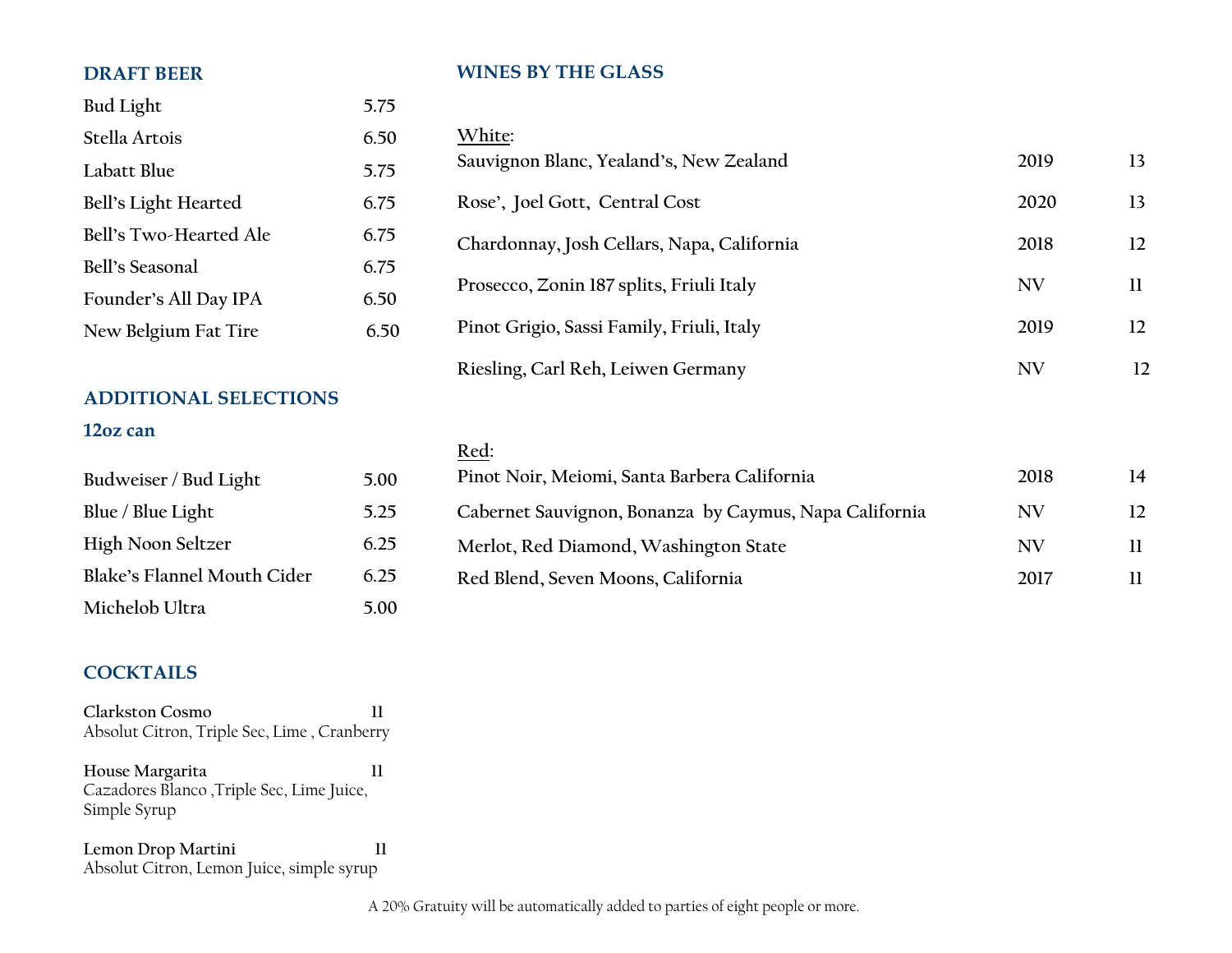## DRAFT BEER

| | |
|---|---|
| Bud Light | 5.75 |
| Stella Artois | 6.50 |
| Labatt Blue | 5.75 |
| Bell's Light Hearted | 6.75 |
| Bell's Two-Hearted Ale | 6.75 |
| Bell's Seasonal | 6.75 |
| Founder's All Day IPA | 6.50 |
| New Belgium Fat Tire | 6.50 |

## ADDITIONAL SELECTIONS

### 12oz can

| | |
|---|---|
| Budweiser / Bud Light | 5.00 |
| Blue / Blue Light | 5.25 |
| High Noon Seltzer | 6.25 |
| Blake's Flannel Mouth Cider | 6.25 |
| Michelob Ultra | 5.00 |

## COCKTAILS

**Clarkston Cosmo** 11
Absolut Citron, Triple Sec, Lime , Cranberry

**House Margarita** 11
Cazadores Blanco ,Triple Sec, Lime Juice, Simple Syrup

**Lemon Drop Martini** 11
Absolut Citron, Lemon Juice, simple syrup

## WINES BY THE GLASS

White:

| | | |
|---|---|---|
| Sauvignon Blanc, Yealand's, New Zealand | 2019 | 13 |
| Rose', Joel Gott, Central Cost | 2020 | 13 |
| Chardonnay, Josh Cellars, Napa, California | 2018 | 12 |
| Prosecco, Zonin 187 splits, Friuli Italy | NV | 11 |
| Pinot Grigio, Sassi Family, Friuli, Italy | 2019 | 12 |
| Riesling, Carl Reh, Leiwen Germany | NV | 12 |

Red:

| | | |
|---|---|---|
| Pinot Noir, Meiomi, Santa Barbera California | 2018 | 14 |
| Cabernet Sauvignon, Bonanza by Caymus, Napa California | NV | 12 |
| Merlot, Red Diamond, Washington State | NV | 11 |
| Red Blend, Seven Moons, California | 2017 | 11 |

A 20% Gratuity will be automatically added to parties of eight people or more.